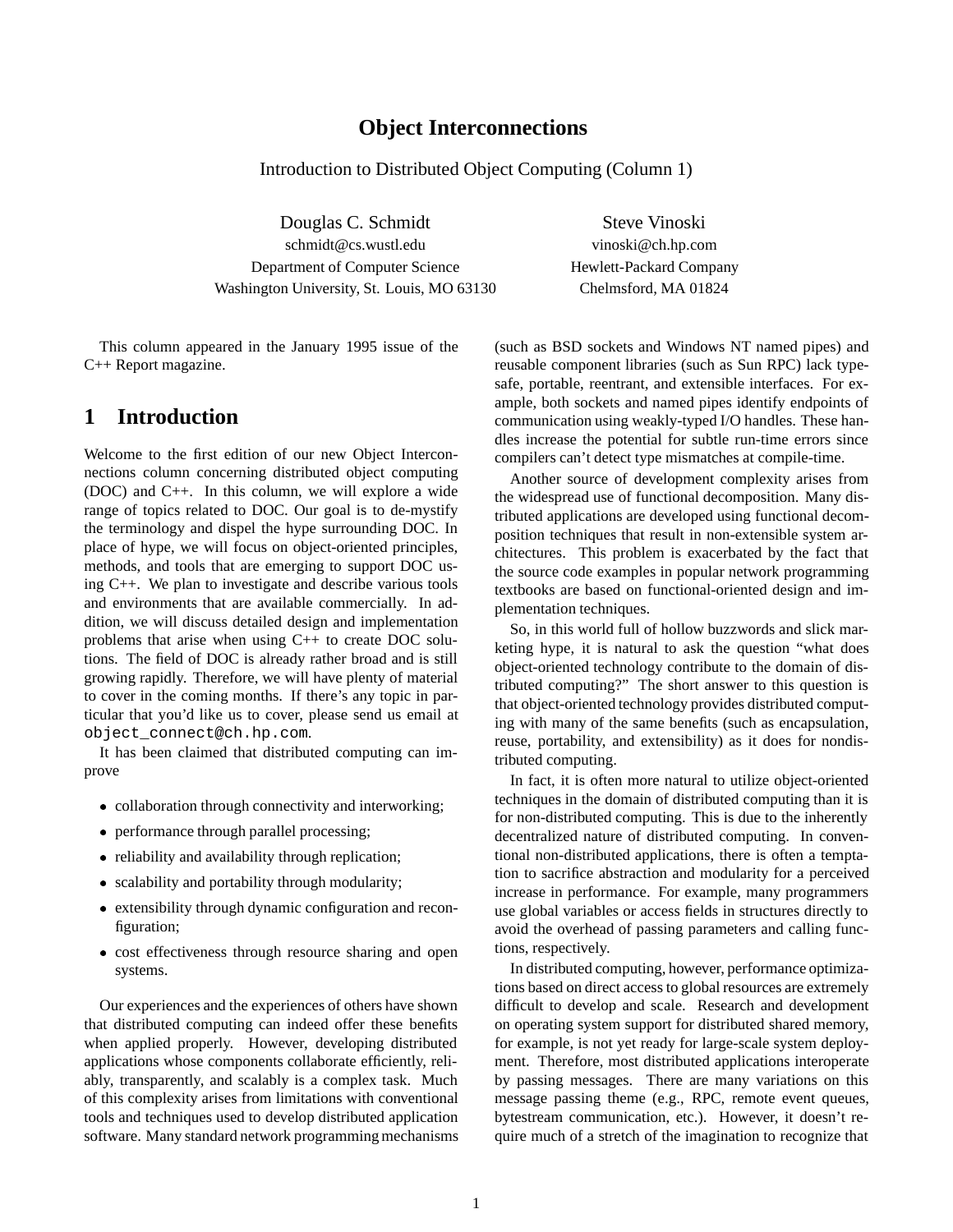# Object Interconnections

Introduction to Distributed Object Computing (Column 1)

Douglas C. Schmidt
schmidt@cs.wustl.edu
Department of Computer Science
Washington University, St. Louis, MO 63130

Steve Vinoski
vinoski@ch.hp.com
Hewlett-Packard Company
Chelmsford, MA 01824

This column appeared in the January 1995 issue of the C++ Report magazine.

## 1 Introduction

Welcome to the first edition of our new Object Interconnections column concerning distributed object computing (DOC) and C++. In this column, we will explore a wide range of topics related to DOC. Our goal is to de-mystify the terminology and dispel the hype surrounding DOC. In place of hype, we will focus on object-oriented principles, methods, and tools that are emerging to support DOC using C++. We plan to investigate and describe various tools and environments that are available commercially. In addition, we will discuss detailed design and implementation problems that arise when using C++ to create DOC solutions. The field of DOC is already rather broad and is still growing rapidly. Therefore, we will have plenty of material to cover in the coming months. If there's any topic in particular that you'd like us to cover, please send us email at `object_connect@ch.hp.com`.

It has been claimed that distributed computing can improve

- collaboration through connectivity and interworking;
- performance through parallel processing;
- reliability and availability through replication;
- scalability and portability through modularity;
- extensibility through dynamic configuration and reconfiguration;
- cost effectiveness through resource sharing and open systems.

Our experiences and the experiences of others have shown that distributed computing can indeed offer these benefits when applied properly. However, developing distributed applications whose components collaborate efficiently, reliably, transparently, and scalably is a complex task. Much of this complexity arises from limitations with conventional tools and techniques used to develop distributed application software. Many standard network programming mechanisms (such as BSD sockets and Windows NT named pipes) and reusable component libraries (such as Sun RPC) lack type-safe, portable, reentrant, and extensible interfaces. For example, both sockets and named pipes identify endpoints of communication using weakly-typed I/O handles. These handles increase the potential for subtle run-time errors since compilers can't detect type mismatches at compile-time.

Another source of development complexity arises from the widespread use of functional decomposition. Many distributed applications are developed using functional decomposition techniques that result in non-extensible system architectures. This problem is exacerbated by the fact that the source code examples in popular network programming textbooks are based on functional-oriented design and implementation techniques.

So, in this world full of hollow buzzwords and slick marketing hype, it is natural to ask the question "what does object-oriented technology contribute to the domain of distributed computing?" The short answer to this question is that object-oriented technology provides distributed computing with many of the same benefits (such as encapsulation, reuse, portability, and extensibility) as it does for nondistributed computing.

In fact, it is often more natural to utilize object-oriented techniques in the domain of distributed computing than it is for non-distributed computing. This is due to the inherently decentralized nature of distributed computing. In conventional non-distributed applications, there is often a temptation to sacrifice abstraction and modularity for a perceived increase in performance. For example, many programmers use global variables or access fields in structures directly to avoid the overhead of passing parameters and calling functions, respectively.

In distributed computing, however, performance optimizations based on direct access to global resources are extremely difficult to develop and scale. Research and development on operating system support for distributed shared memory, for example, is not yet ready for large-scale system deployment. Therefore, most distributed applications interoperate by passing messages. There are many variations on this message passing theme (e.g., RPC, remote event queues, bytestream communication, etc.). However, it doesn't require much of a stretch of the imagination to recognize that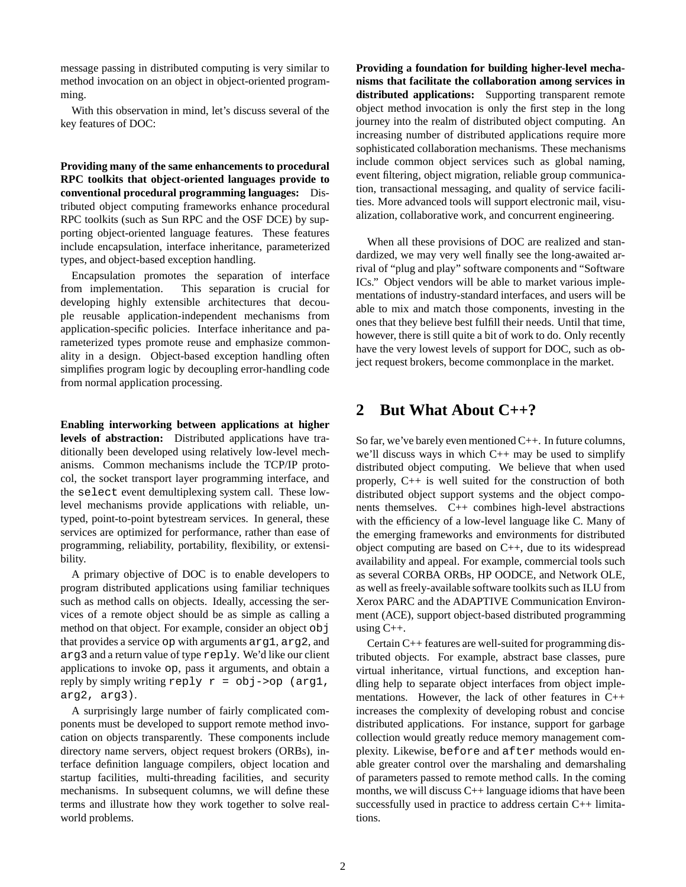message passing in distributed computing is very similar to method invocation on an object in object-oriented programming.

With this observation in mind, let's discuss several of the key features of DOC:

**Providing many of the same enhancements to procedural RPC toolkits that object-oriented languages provide to conventional procedural programming languages:** Distributed object computing frameworks enhance procedural RPC toolkits (such as Sun RPC and the OSF DCE) by supporting object-oriented language features. These features include encapsulation, interface inheritance, parameterized types, and object-based exception handling.

Encapsulation promotes the separation of interface from implementation. This separation is crucial for developing highly extensible architectures that decouple reusable application-independent mechanisms from application-specific policies. Interface inheritance and parameterized types promote reuse and emphasize commonality in a design. Object-based exception handling often simplifies program logic by decoupling error-handling code from normal application processing.

**Enabling interworking between applications at higher levels of abstraction:** Distributed applications have traditionally been developed using relatively low-level mechanisms. Common mechanisms include the TCP/IP protocol, the socket transport layer programming interface, and the `select` event demultiplexing system call. These low-level mechanisms provide applications with reliable, untyped, point-to-point bytestream services. In general, these services are optimized for performance, rather than ease of programming, reliability, portability, flexibility, or extensibility.

A primary objective of DOC is to enable developers to program distributed applications using familiar techniques such as method calls on objects. Ideally, accessing the services of a remote object should be as simple as calling a method on that object. For example, consider an object `obj` that provides a service `op` with arguments `arg1`, `arg2`, and `arg3` and a return value of type `reply`. We'd like our client applications to invoke `op`, pass it arguments, and obtain a reply by simply writing `reply r = obj->op (arg1, arg2, arg3)`.

A surprisingly large number of fairly complicated components must be developed to support remote method invocation on objects transparently. These components include directory name servers, object request brokers (ORBs), interface definition language compilers, object location and startup facilities, multi-threading facilities, and security mechanisms. In subsequent columns, we will define these terms and illustrate how they work together to solve real-world problems.

**Providing a foundation for building higher-level mechanisms that facilitate the collaboration among services in distributed applications:** Supporting transparent remote object method invocation is only the first step in the long journey into the realm of distributed object computing. An increasing number of distributed applications require more sophisticated collaboration mechanisms. These mechanisms include common object services such as global naming, event filtering, object migration, reliable group communication, transactional messaging, and quality of service facilities. More advanced tools will support electronic mail, visualization, collaborative work, and concurrent engineering.

When all these provisions of DOC are realized and standardized, we may very well finally see the long-awaited arrival of "plug and play" software components and "Software ICs." Object vendors will be able to market various implementations of industry-standard interfaces, and users will be able to mix and match those components, investing in the ones that they believe best fulfill their needs. Until that time, however, there is still quite a bit of work to do. Only recently have the very lowest levels of support for DOC, such as object request brokers, become commonplace in the market.

## 2 But What About C++?

So far, we've barely even mentioned C++. In future columns, we'll discuss ways in which C++ may be used to simplify distributed object computing. We believe that when used properly, C++ is well suited for the construction of both distributed object support systems and the object components themselves. C++ combines high-level abstractions with the efficiency of a low-level language like C. Many of the emerging frameworks and environments for distributed object computing are based on C++, due to its widespread availability and appeal. For example, commercial tools such as several CORBA ORBs, HP OODCE, and Network OLE, as well as freely-available software toolkits such as ILU from Xerox PARC and the ADAPTIVE Communication Environment (ACE), support object-based distributed programming using C++.

Certain C++ features are well-suited for programming distributed objects. For example, abstract base classes, pure virtual inheritance, virtual functions, and exception handling help to separate object interfaces from object implementations. However, the lack of other features in C++ increases the complexity of developing robust and concise distributed applications. For instance, support for garbage collection would greatly reduce memory management complexity. Likewise, `before` and `after` methods would enable greater control over the marshaling and demarshaling of parameters passed to remote method calls. In the coming months, we will discuss C++ language idioms that have been successfully used in practice to address certain C++ limitations.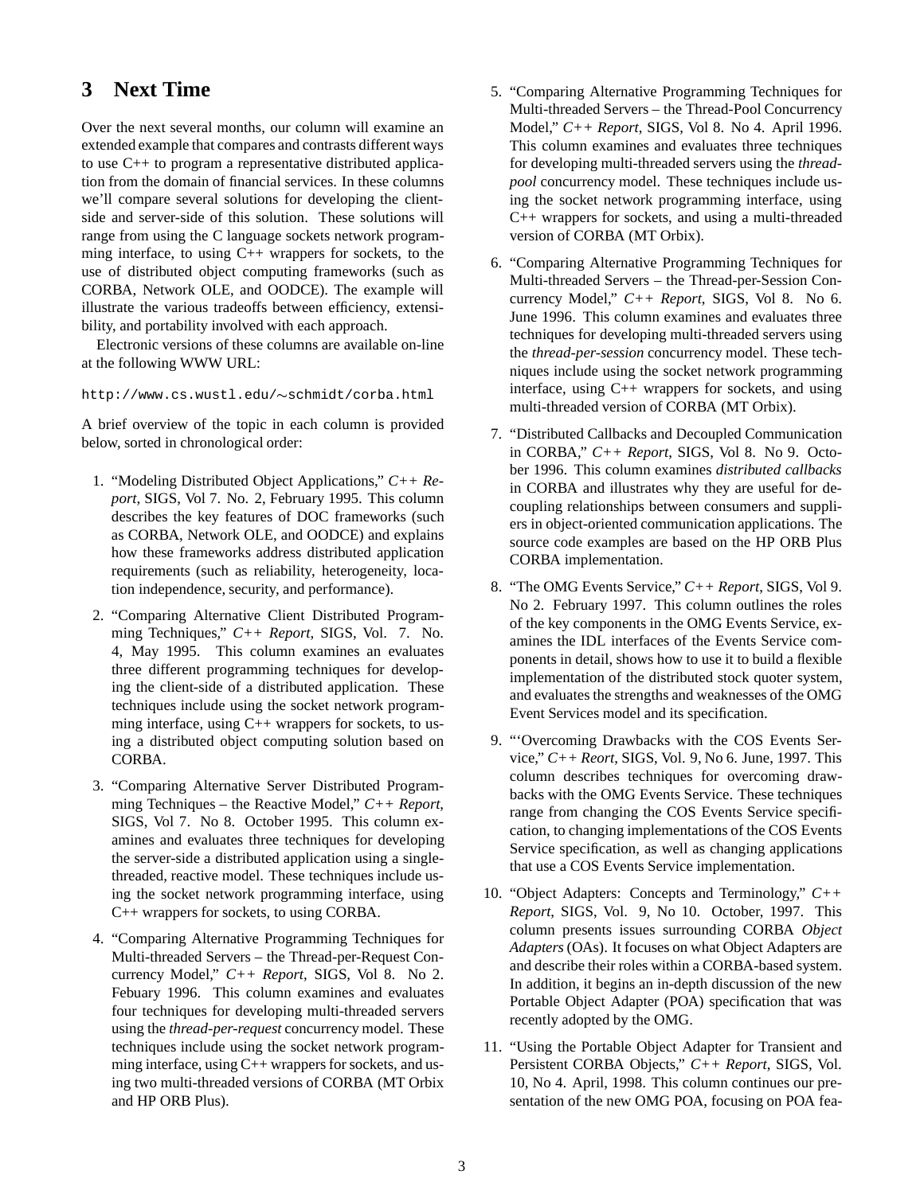## 3 Next Time

Over the next several months, our column will examine an extended example that compares and contrasts different ways to use C++ to program a representative distributed application from the domain of financial services. In these columns we'll compare several solutions for developing the client-side and server-side of this solution. These solutions will range from using the C language sockets network programming interface, to using C++ wrappers for sockets, to the use of distributed object computing frameworks (such as CORBA, Network OLE, and OODCE). The example will illustrate the various tradeoffs between efficiency, extensibility, and portability involved with each approach.

Electronic versions of these columns are available on-line at the following WWW URL:

```
http://www.cs.wustl.edu/∼schmidt/corba.html
```

A brief overview of the topic in each column is provided below, sorted in chronological order:

1. "Modeling Distributed Object Applications," *C++ Report*, SIGS, Vol 7. No. 2, February 1995. This column describes the key features of DOC frameworks (such as CORBA, Network OLE, and OODCE) and explains how these frameworks address distributed application requirements (such as reliability, heterogeneity, location independence, security, and performance).

2. "Comparing Alternative Client Distributed Programming Techniques," *C++ Report*, SIGS, Vol. 7. No. 4, May 1995. This column examines an evaluates three different programming techniques for developing the client-side of a distributed application. These techniques include using the socket network programming interface, using C++ wrappers for sockets, to using a distributed object computing solution based on CORBA.

3. "Comparing Alternative Server Distributed Programming Techniques – the Reactive Model," *C++ Report*, SIGS, Vol 7. No 8. October 1995. This column examines and evaluates three techniques for developing the server-side a distributed application using a single-threaded, reactive model. These techniques include using the socket network programming interface, using C++ wrappers for sockets, to using CORBA.

4. "Comparing Alternative Programming Techniques for Multi-threaded Servers – the Thread-per-Request Concurrency Model," *C++ Report*, SIGS, Vol 8. No 2. Febuary 1996. This column examines and evaluates four techniques for developing multi-threaded servers using the *thread-per-request* concurrency model. These techniques include using the socket network programming interface, using C++ wrappers for sockets, and using two multi-threaded versions of CORBA (MT Orbix and HP ORB Plus).

5. "Comparing Alternative Programming Techniques for Multi-threaded Servers – the Thread-Pool Concurrency Model," *C++ Report*, SIGS, Vol 8. No 4. April 1996. This column examines and evaluates three techniques for developing multi-threaded servers using the *thread-pool* concurrency model. These techniques include using the socket network programming interface, using C++ wrappers for sockets, and using a multi-threaded version of CORBA (MT Orbix).

6. "Comparing Alternative Programming Techniques for Multi-threaded Servers – the Thread-per-Session Concurrency Model," *C++ Report*, SIGS, Vol 8. No 6. June 1996. This column examines and evaluates three techniques for developing multi-threaded servers using the *thread-per-session* concurrency model. These techniques include using the socket network programming interface, using C++ wrappers for sockets, and using multi-threaded version of CORBA (MT Orbix).

7. "Distributed Callbacks and Decoupled Communication in CORBA," *C++ Report*, SIGS, Vol 8. No 9. October 1996. This column examines *distributed callbacks* in CORBA and illustrates why they are useful for decoupling relationships between consumers and suppliers in object-oriented communication applications. The source code examples are based on the HP ORB Plus CORBA implementation.

8. "The OMG Events Service," *C++ Report*, SIGS, Vol 9. No 2. February 1997. This column outlines the roles of the key components in the OMG Events Service, examines the IDL interfaces of the Events Service components in detail, shows how to use it to build a flexible implementation of the distributed stock quoter system, and evaluates the strengths and weaknesses of the OMG Event Services model and its specification.

9. "'Overcoming Drawbacks with the COS Events Service," *C++ Reort*, SIGS, Vol. 9, No 6. June, 1997. This column describes techniques for overcoming drawbacks with the OMG Events Service. These techniques range from changing the COS Events Service specification, to changing implementations of the COS Events Service specification, as well as changing applications that use a COS Events Service implementation.

10. "Object Adapters: Concepts and Terminology," *C++ Report*, SIGS, Vol. 9, No 10. October, 1997. This column presents issues surrounding CORBA *Object Adapters* (OAs). It focuses on what Object Adapters are and describe their roles within a CORBA-based system. In addition, it begins an in-depth discussion of the new Portable Object Adapter (POA) specification that was recently adopted by the OMG.

11. "Using the Portable Object Adapter for Transient and Persistent CORBA Objects," *C++ Report*, SIGS, Vol. 10, No 4. April, 1998. This column continues our presentation of the new OMG POA, focusing on POA fea-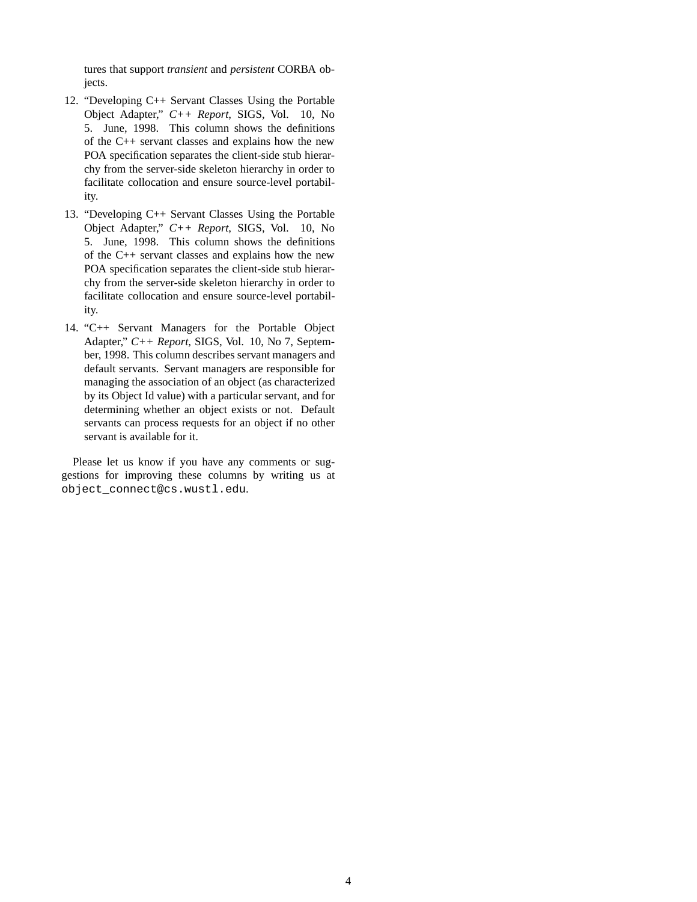tures that support *transient* and *persistent* CORBA objects.

12. "Developing C++ Servant Classes Using the Portable Object Adapter," *C++ Report*, SIGS, Vol. 10, No 5. June, 1998. This column shows the definitions of the C++ servant classes and explains how the new POA specification separates the client-side stub hierarchy from the server-side skeleton hierarchy in order to facilitate collocation and ensure source-level portability.

13. "Developing C++ Servant Classes Using the Portable Object Adapter," *C++ Report*, SIGS, Vol. 10, No 5. June, 1998. This column shows the definitions of the C++ servant classes and explains how the new POA specification separates the client-side stub hierarchy from the server-side skeleton hierarchy in order to facilitate collocation and ensure source-level portability.

14. "C++ Servant Managers for the Portable Object Adapter," *C++ Report*, SIGS, Vol. 10, No 7, September, 1998. This column describes servant managers and default servants. Servant managers are responsible for managing the association of an object (as characterized by its Object Id value) with a particular servant, and for determining whether an object exists or not. Default servants can process requests for an object if no other servant is available for it.

Please let us know if you have any comments or suggestions for improving these columns by writing us at `object_connect@cs.wustl.edu`.